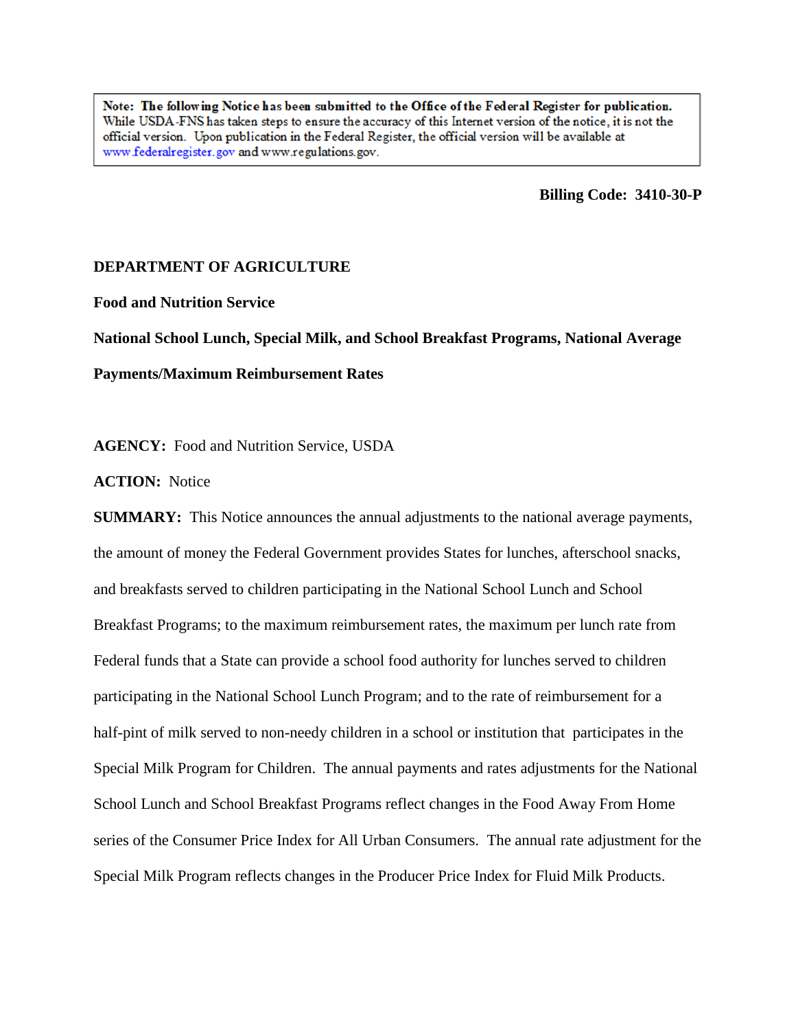> **Note: The following Notice has been submitted to the Office of the Federal Register for publication.** While USDA-FNS has taken steps to ensure the accuracy of this Internet version of the notice, it is not the official version. Upon publication in the Federal Register, the official version will be available at www.federalregister.gov and www.regulations.gov.

**Billing Code: 3410-30-P**

**DEPARTMENT OF AGRICULTURE**

**Food and Nutrition Service**

**National School Lunch, Special Milk, and School Breakfast Programs, National Average Payments/Maximum Reimbursement Rates**

**AGENCY:** Food and Nutrition Service, USDA

**ACTION:** Notice

**SUMMARY:** This Notice announces the annual adjustments to the national average payments, the amount of money the Federal Government provides States for lunches, afterschool snacks, and breakfasts served to children participating in the National School Lunch and School Breakfast Programs; to the maximum reimbursement rates, the maximum per lunch rate from Federal funds that a State can provide a school food authority for lunches served to children participating in the National School Lunch Program; and to the rate of reimbursement for a half-pint of milk served to non-needy children in a school or institution that participates in the Special Milk Program for Children. The annual payments and rates adjustments for the National School Lunch and School Breakfast Programs reflect changes in the Food Away From Home series of the Consumer Price Index for All Urban Consumers. The annual rate adjustment for the Special Milk Program reflects changes in the Producer Price Index for Fluid Milk Products.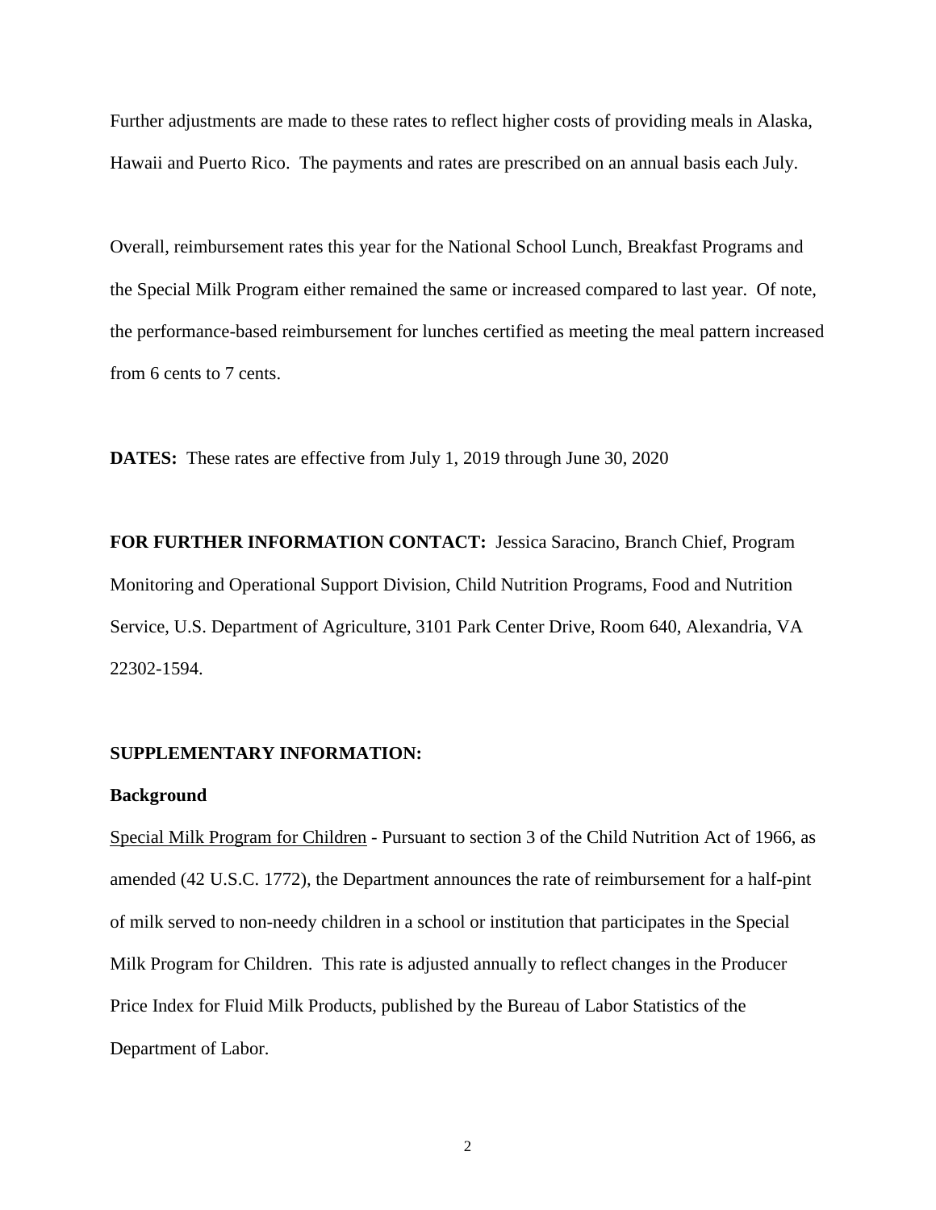Further adjustments are made to these rates to reflect higher costs of providing meals in Alaska, Hawaii and Puerto Rico. The payments and rates are prescribed on an annual basis each July.

Overall, reimbursement rates this year for the National School Lunch, Breakfast Programs and the Special Milk Program either remained the same or increased compared to last year. Of note, the performance-based reimbursement for lunches certified as meeting the meal pattern increased from 6 cents to 7 cents.

**DATES:** These rates are effective from July 1, 2019 through June 30, 2020

**FOR FURTHER INFORMATION CONTACT:** Jessica Saracino, Branch Chief, Program Monitoring and Operational Support Division, Child Nutrition Programs, Food and Nutrition Service, U.S. Department of Agriculture, 3101 Park Center Drive, Room 640, Alexandria, VA 22302-1594.

**SUPPLEMENTARY INFORMATION:**

**Background**

<u>Special Milk Program for Children</u> - Pursuant to section 3 of the Child Nutrition Act of 1966, as amended (42 U.S.C. 1772), the Department announces the rate of reimbursement for a half-pint of milk served to non-needy children in a school or institution that participates in the Special Milk Program for Children. This rate is adjusted annually to reflect changes in the Producer Price Index for Fluid Milk Products, published by the Bureau of Labor Statistics of the Department of Labor.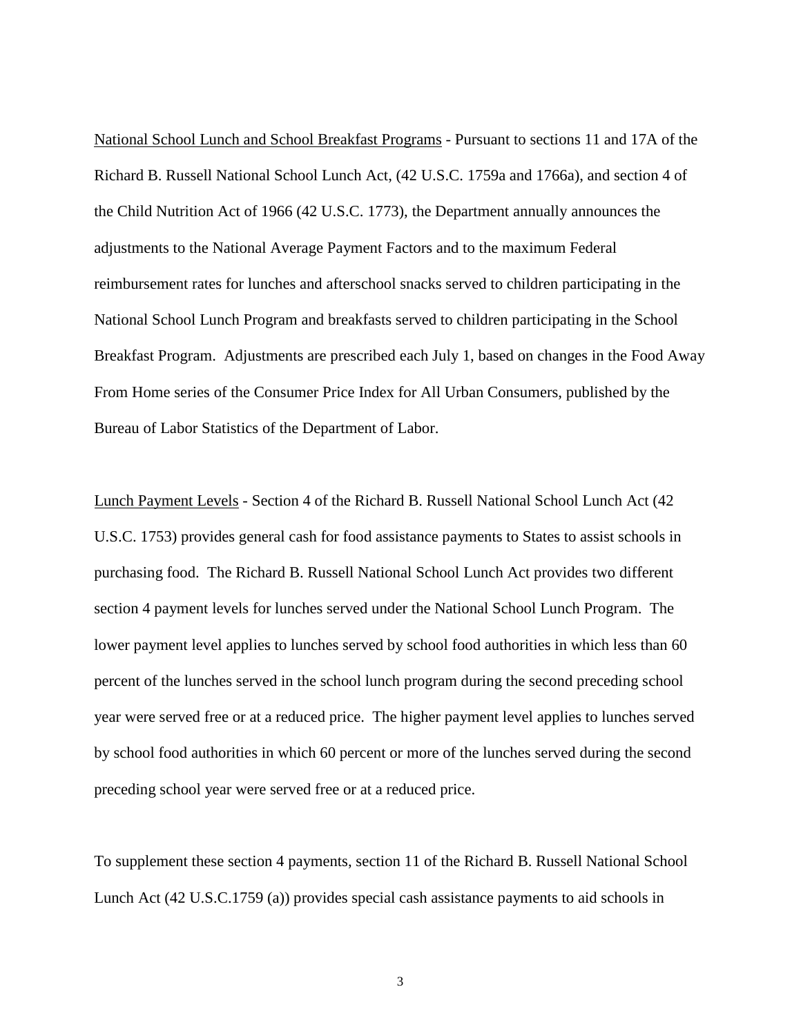<u>National School Lunch and School Breakfast Programs</u> - Pursuant to sections 11 and 17A of the Richard B. Russell National School Lunch Act, (42 U.S.C. 1759a and 1766a), and section 4 of the Child Nutrition Act of 1966 (42 U.S.C. 1773), the Department annually announces the adjustments to the National Average Payment Factors and to the maximum Federal reimbursement rates for lunches and afterschool snacks served to children participating in the National School Lunch Program and breakfasts served to children participating in the School Breakfast Program. Adjustments are prescribed each July 1, based on changes in the Food Away From Home series of the Consumer Price Index for All Urban Consumers, published by the Bureau of Labor Statistics of the Department of Labor.

<u>Lunch Payment Levels</u> - Section 4 of the Richard B. Russell National School Lunch Act (42 U.S.C. 1753) provides general cash for food assistance payments to States to assist schools in purchasing food. The Richard B. Russell National School Lunch Act provides two different section 4 payment levels for lunches served under the National School Lunch Program. The lower payment level applies to lunches served by school food authorities in which less than 60 percent of the lunches served in the school lunch program during the second preceding school year were served free or at a reduced price. The higher payment level applies to lunches served by school food authorities in which 60 percent or more of the lunches served during the second preceding school year were served free or at a reduced price.

To supplement these section 4 payments, section 11 of the Richard B. Russell National School Lunch Act (42 U.S.C.1759 (a)) provides special cash assistance payments to aid schools in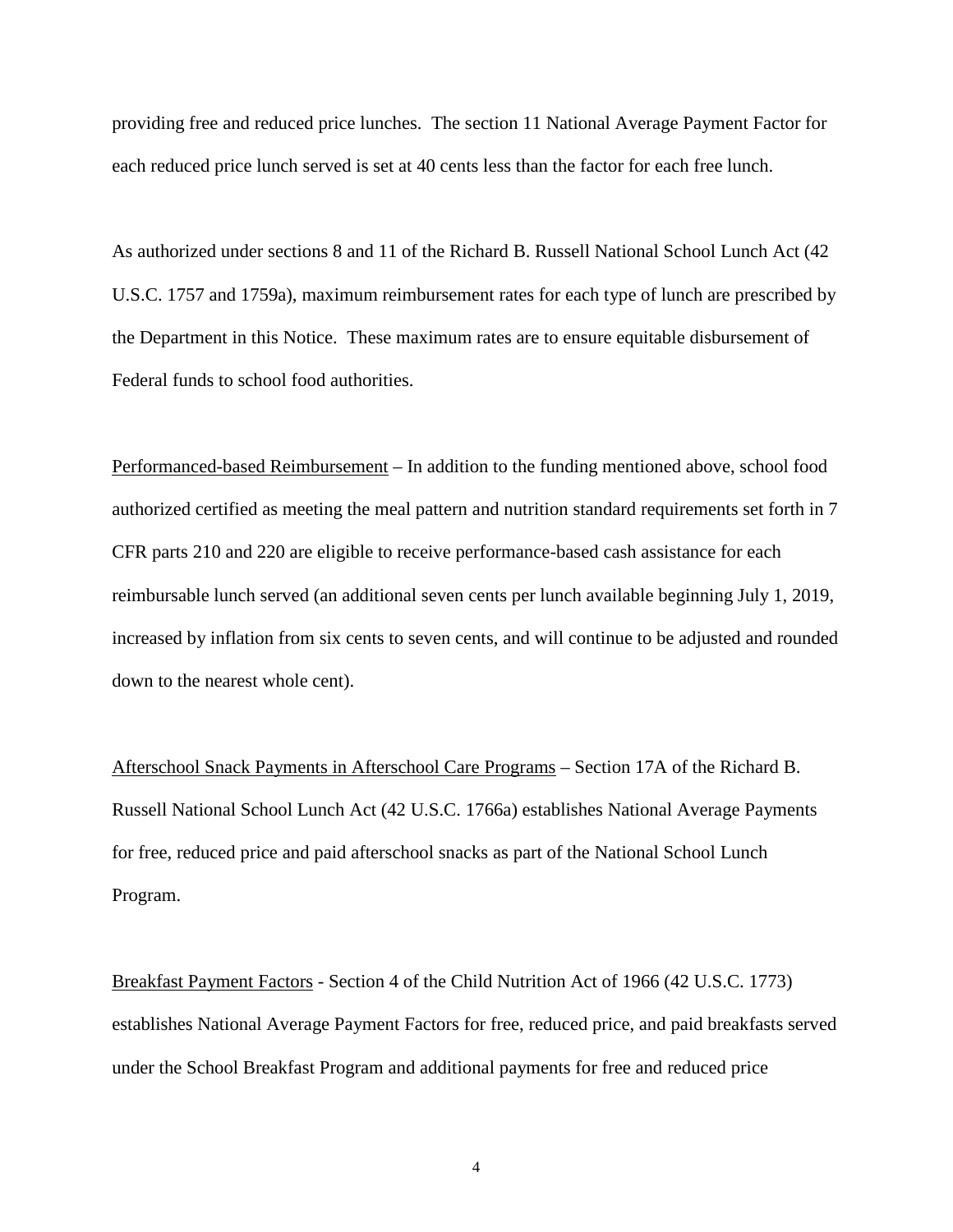providing free and reduced price lunches. The section 11 National Average Payment Factor for each reduced price lunch served is set at 40 cents less than the factor for each free lunch.

As authorized under sections 8 and 11 of the Richard B. Russell National School Lunch Act (42 U.S.C. 1757 and 1759a), maximum reimbursement rates for each type of lunch are prescribed by the Department in this Notice. These maximum rates are to ensure equitable disbursement of Federal funds to school food authorities.

<u>Performanced-based Reimbursement</u> – In addition to the funding mentioned above, school food authorized certified as meeting the meal pattern and nutrition standard requirements set forth in 7 CFR parts 210 and 220 are eligible to receive performance-based cash assistance for each reimbursable lunch served (an additional seven cents per lunch available beginning July 1, 2019, increased by inflation from six cents to seven cents, and will continue to be adjusted and rounded down to the nearest whole cent).

<u>Afterschool Snack Payments in Afterschool Care Programs</u> – Section 17A of the Richard B. Russell National School Lunch Act (42 U.S.C. 1766a) establishes National Average Payments for free, reduced price and paid afterschool snacks as part of the National School Lunch Program.

<u>Breakfast Payment Factors</u> - Section 4 of the Child Nutrition Act of 1966 (42 U.S.C. 1773) establishes National Average Payment Factors for free, reduced price, and paid breakfasts served under the School Breakfast Program and additional payments for free and reduced price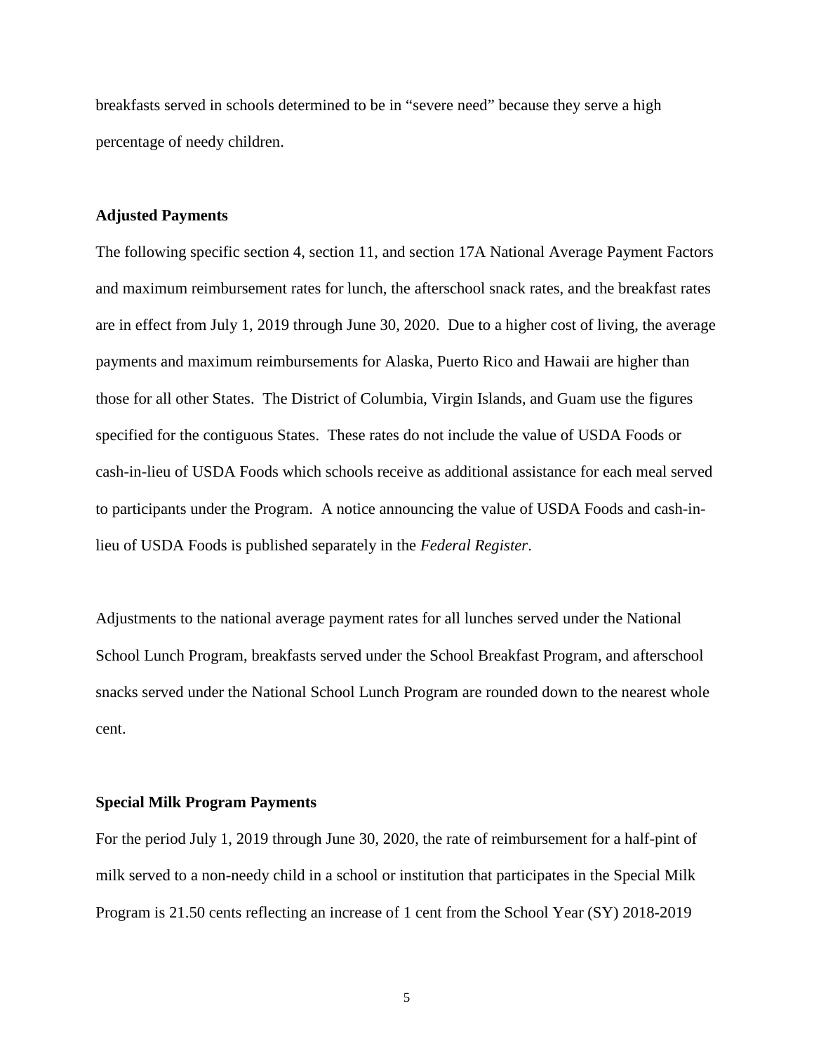breakfasts served in schools determined to be in "severe need" because they serve a high percentage of needy children.

**Adjusted Payments**

The following specific section 4, section 11, and section 17A National Average Payment Factors and maximum reimbursement rates for lunch, the afterschool snack rates, and the breakfast rates are in effect from July 1, 2019 through June 30, 2020. Due to a higher cost of living, the average payments and maximum reimbursements for Alaska, Puerto Rico and Hawaii are higher than those for all other States. The District of Columbia, Virgin Islands, and Guam use the figures specified for the contiguous States. These rates do not include the value of USDA Foods or cash-in-lieu of USDA Foods which schools receive as additional assistance for each meal served to participants under the Program. A notice announcing the value of USDA Foods and cash-in-lieu of USDA Foods is published separately in the *Federal Register*.

Adjustments to the national average payment rates for all lunches served under the National School Lunch Program, breakfasts served under the School Breakfast Program, and afterschool snacks served under the National School Lunch Program are rounded down to the nearest whole cent.

**Special Milk Program Payments**

For the period July 1, 2019 through June 30, 2020, the rate of reimbursement for a half-pint of milk served to a non-needy child in a school or institution that participates in the Special Milk Program is 21.50 cents reflecting an increase of 1 cent from the School Year (SY) 2018-2019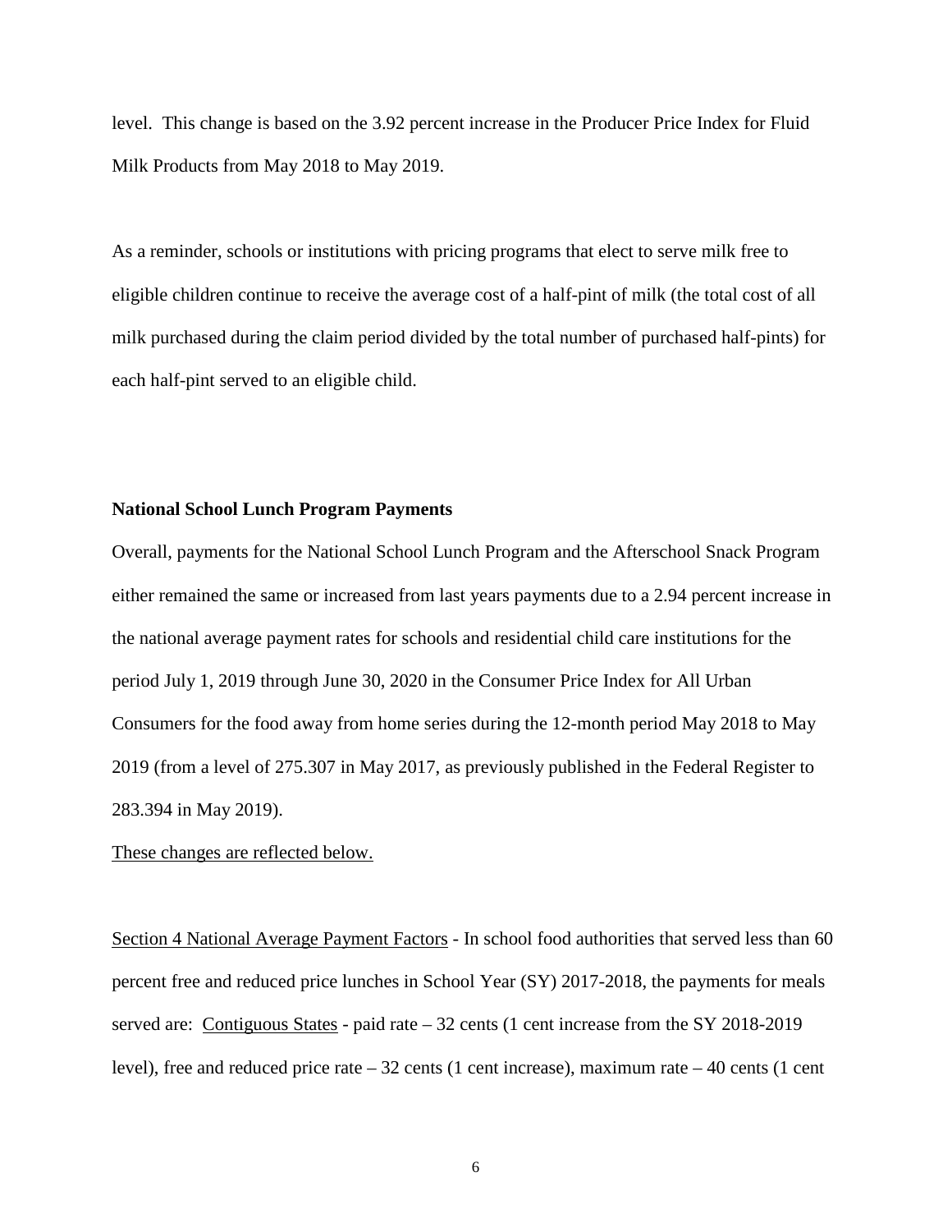level. This change is based on the 3.92 percent increase in the Producer Price Index for Fluid Milk Products from May 2018 to May 2019.

As a reminder, schools or institutions with pricing programs that elect to serve milk free to eligible children continue to receive the average cost of a half-pint of milk (the total cost of all milk purchased during the claim period divided by the total number of purchased half-pints) for each half-pint served to an eligible child.

**National School Lunch Program Payments**

Overall, payments for the National School Lunch Program and the Afterschool Snack Program either remained the same or increased from last years payments due to a 2.94 percent increase in the national average payment rates for schools and residential child care institutions for the period July 1, 2019 through June 30, 2020 in the Consumer Price Index for All Urban Consumers for the food away from home series during the 12-month period May 2018 to May 2019 (from a level of 275.307 in May 2017, as previously published in the Federal Register to 283.394 in May 2019).

<u>These changes are reflected below.</u>

<u>Section 4 National Average Payment Factors</u> - In school food authorities that served less than 60 percent free and reduced price lunches in School Year (SY) 2017-2018, the payments for meals served are: <u>Contiguous States</u> - paid rate – 32 cents (1 cent increase from the SY 2018-2019 level), free and reduced price rate – 32 cents (1 cent increase), maximum rate – 40 cents (1 cent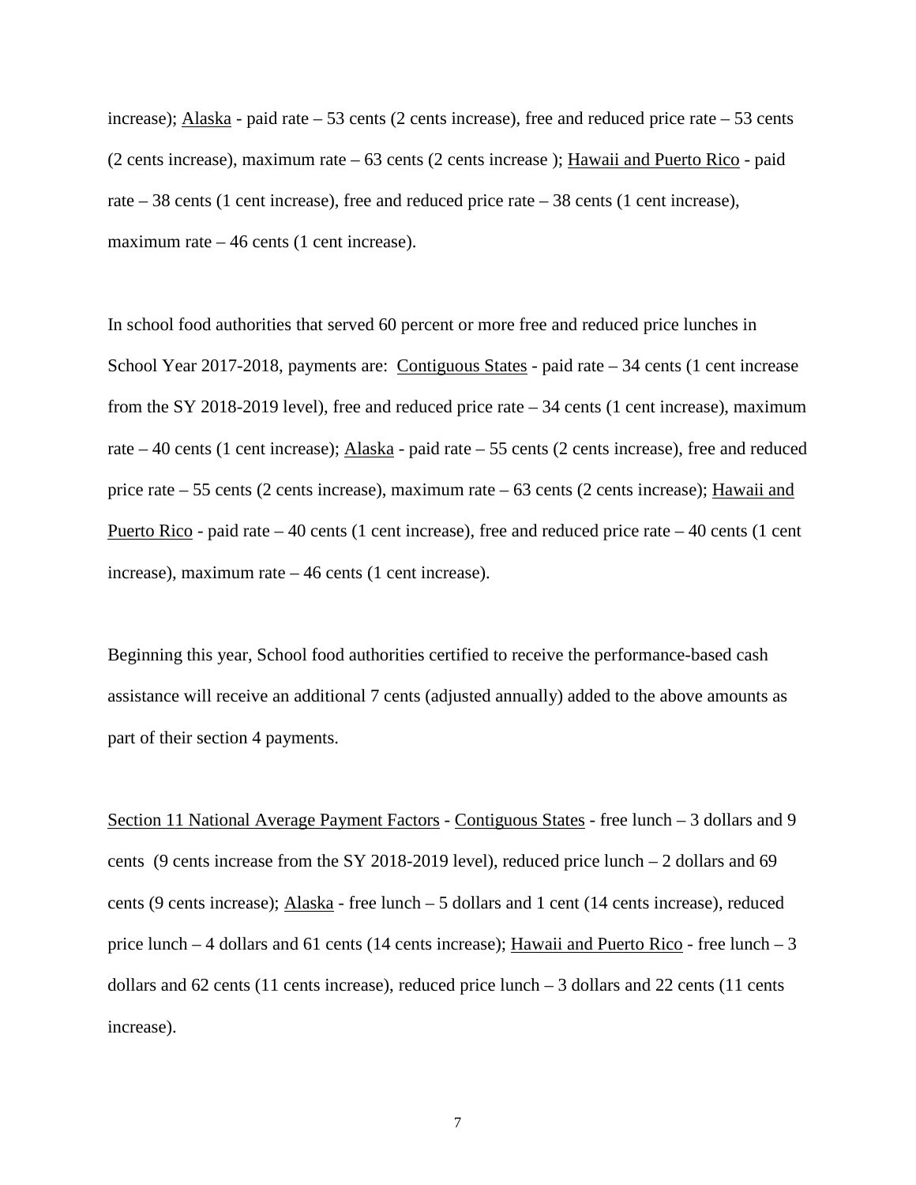increase); Alaska - paid rate – 53 cents (2 cents increase), free and reduced price rate – 53 cents (2 cents increase), maximum rate – 63 cents (2 cents increase ); Hawaii and Puerto Rico - paid rate – 38 cents (1 cent increase), free and reduced price rate – 38 cents (1 cent increase), maximum rate – 46 cents (1 cent increase).

In school food authorities that served 60 percent or more free and reduced price lunches in School Year 2017-2018, payments are: Contiguous States - paid rate – 34 cents (1 cent increase from the SY 2018-2019 level), free and reduced price rate – 34 cents (1 cent increase), maximum rate – 40 cents (1 cent increase); Alaska - paid rate – 55 cents (2 cents increase), free and reduced price rate – 55 cents (2 cents increase), maximum rate – 63 cents (2 cents increase); Hawaii and Puerto Rico - paid rate – 40 cents (1 cent increase), free and reduced price rate – 40 cents (1 cent increase), maximum rate – 46 cents (1 cent increase).

Beginning this year, School food authorities certified to receive the performance-based cash assistance will receive an additional 7 cents (adjusted annually) added to the above amounts as part of their section 4 payments.

Section 11 National Average Payment Factors - Contiguous States - free lunch – 3 dollars and 9 cents (9 cents increase from the SY 2018-2019 level), reduced price lunch – 2 dollars and 69 cents (9 cents increase); Alaska - free lunch – 5 dollars and 1 cent (14 cents increase), reduced price lunch – 4 dollars and 61 cents (14 cents increase); Hawaii and Puerto Rico - free lunch – 3 dollars and 62 cents (11 cents increase), reduced price lunch – 3 dollars and 22 cents (11 cents increase).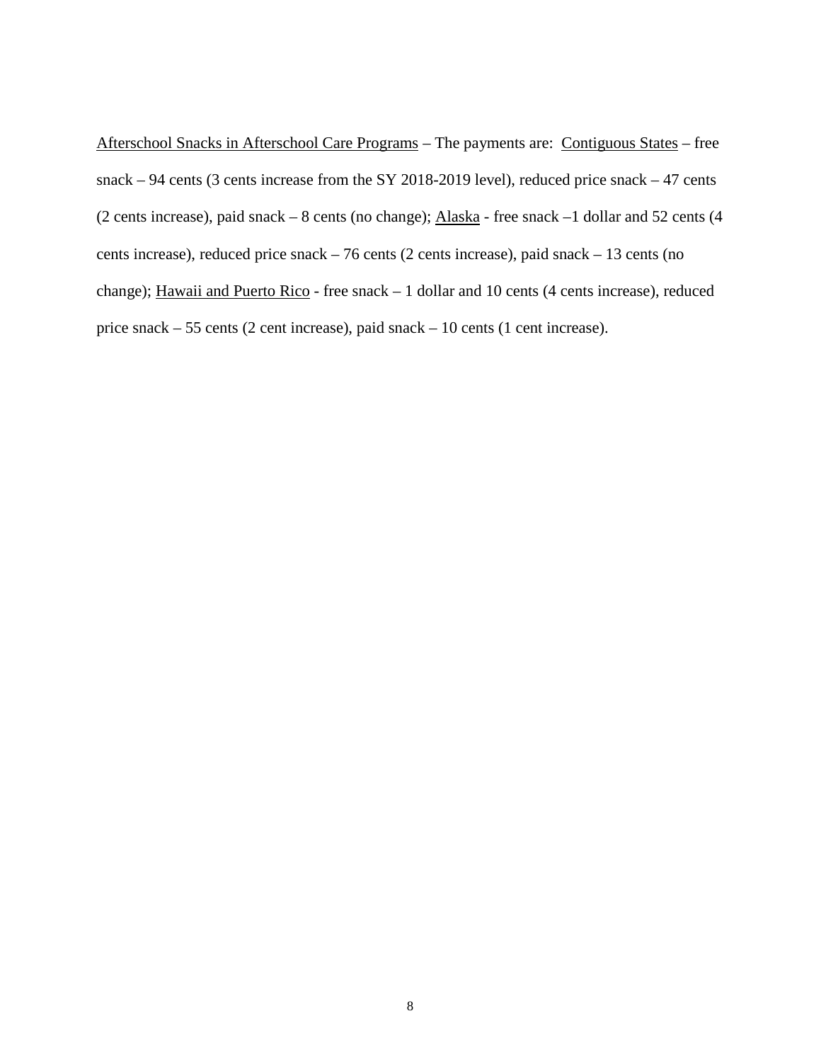Afterschool Snacks in Afterschool Care Programs – The payments are: Contiguous States – free snack – 94 cents (3 cents increase from the SY 2018-2019 level), reduced price snack – 47 cents (2 cents increase), paid snack – 8 cents (no change); Alaska - free snack –1 dollar and 52 cents (4 cents increase), reduced price snack – 76 cents (2 cents increase), paid snack – 13 cents (no change); Hawaii and Puerto Rico - free snack – 1 dollar and 10 cents (4 cents increase), reduced price snack – 55 cents (2 cent increase), paid snack – 10 cents (1 cent increase).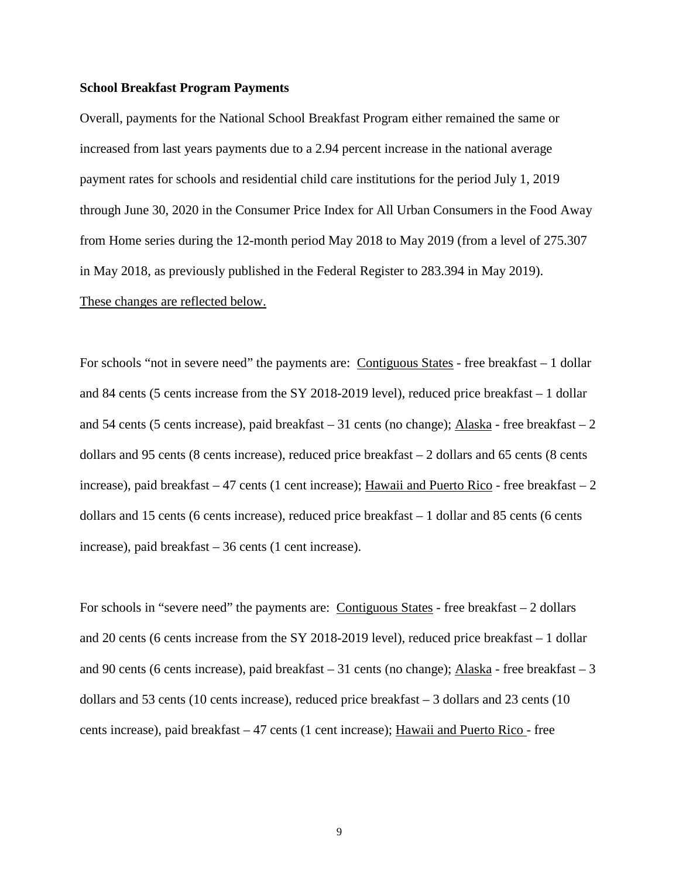**School Breakfast Program Payments**

Overall, payments for the National School Breakfast Program either remained the same or increased from last years payments due to a 2.94 percent increase in the national average payment rates for schools and residential child care institutions for the period July 1, 2019 through June 30, 2020 in the Consumer Price Index for All Urban Consumers in the Food Away from Home series during the 12-month period May 2018 to May 2019 (from a level of 275.307 in May 2018, as previously published in the Federal Register to 283.394 in May 2019). <u>These changes are reflected below.</u>

For schools "not in severe need" the payments are: <u>Contiguous States</u> - free breakfast – 1 dollar and 84 cents (5 cents increase from the SY 2018-2019 level), reduced price breakfast – 1 dollar and 54 cents (5 cents increase), paid breakfast – 31 cents (no change); <u>Alaska</u> - free breakfast – 2 dollars and 95 cents (8 cents increase), reduced price breakfast – 2 dollars and 65 cents (8 cents increase), paid breakfast – 47 cents (1 cent increase); <u>Hawaii and Puerto Rico</u> - free breakfast – 2 dollars and 15 cents (6 cents increase), reduced price breakfast – 1 dollar and 85 cents (6 cents increase), paid breakfast – 36 cents (1 cent increase).

For schools in "severe need" the payments are: <u>Contiguous States</u> - free breakfast – 2 dollars and 20 cents (6 cents increase from the SY 2018-2019 level), reduced price breakfast – 1 dollar and 90 cents (6 cents increase), paid breakfast – 31 cents (no change); <u>Alaska</u> - free breakfast – 3 dollars and 53 cents (10 cents increase), reduced price breakfast – 3 dollars and 23 cents (10 cents increase), paid breakfast – 47 cents (1 cent increase); <u>Hawaii and Puerto Rico</u> - free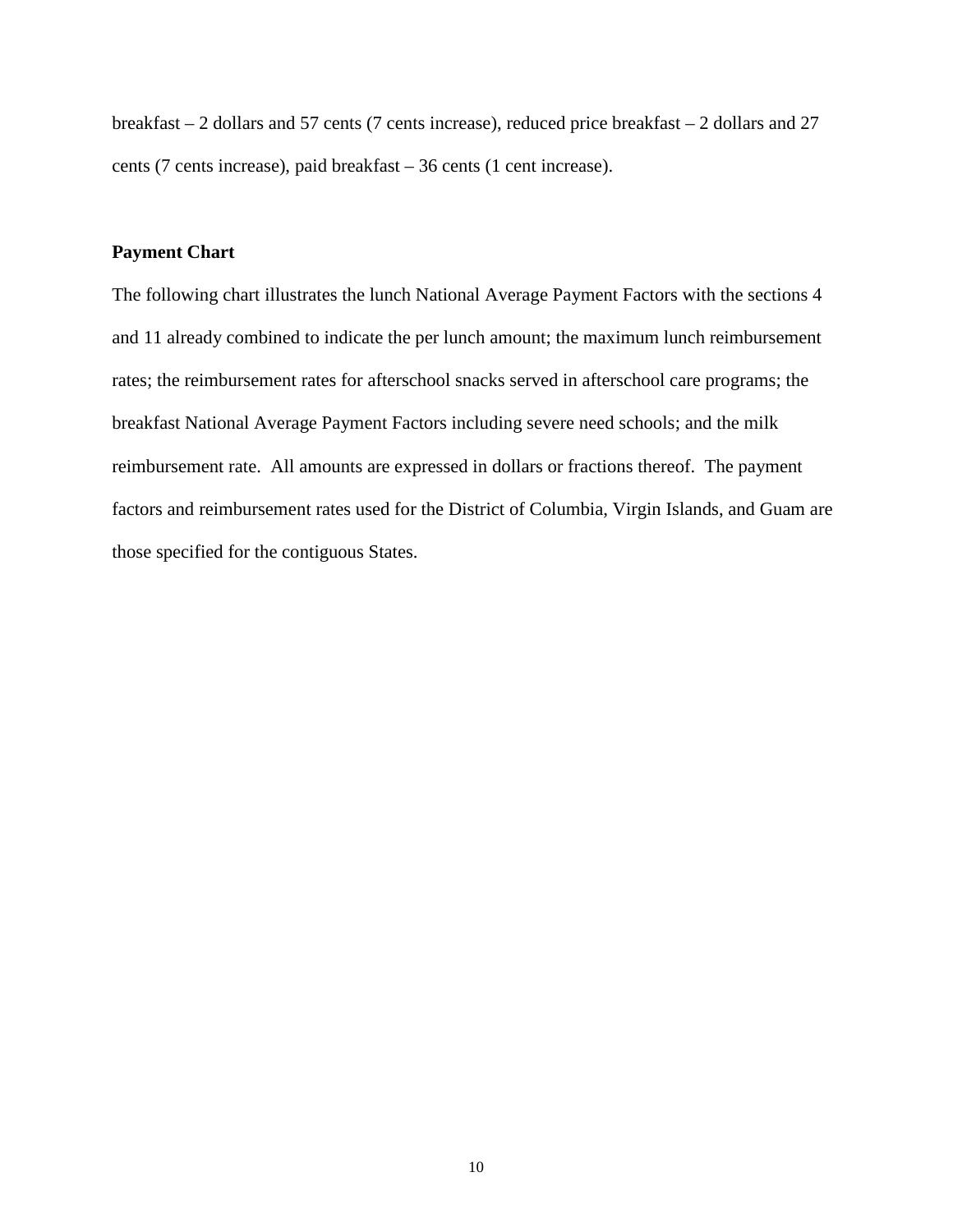breakfast – 2 dollars and 57 cents (7 cents increase), reduced price breakfast – 2 dollars and 27 cents (7 cents increase), paid breakfast – 36 cents (1 cent increase).

**Payment Chart**

The following chart illustrates the lunch National Average Payment Factors with the sections 4 and 11 already combined to indicate the per lunch amount; the maximum lunch reimbursement rates; the reimbursement rates for afterschool snacks served in afterschool care programs; the breakfast National Average Payment Factors including severe need schools; and the milk reimbursement rate. All amounts are expressed in dollars or fractions thereof. The payment factors and reimbursement rates used for the District of Columbia, Virgin Islands, and Guam are those specified for the contiguous States.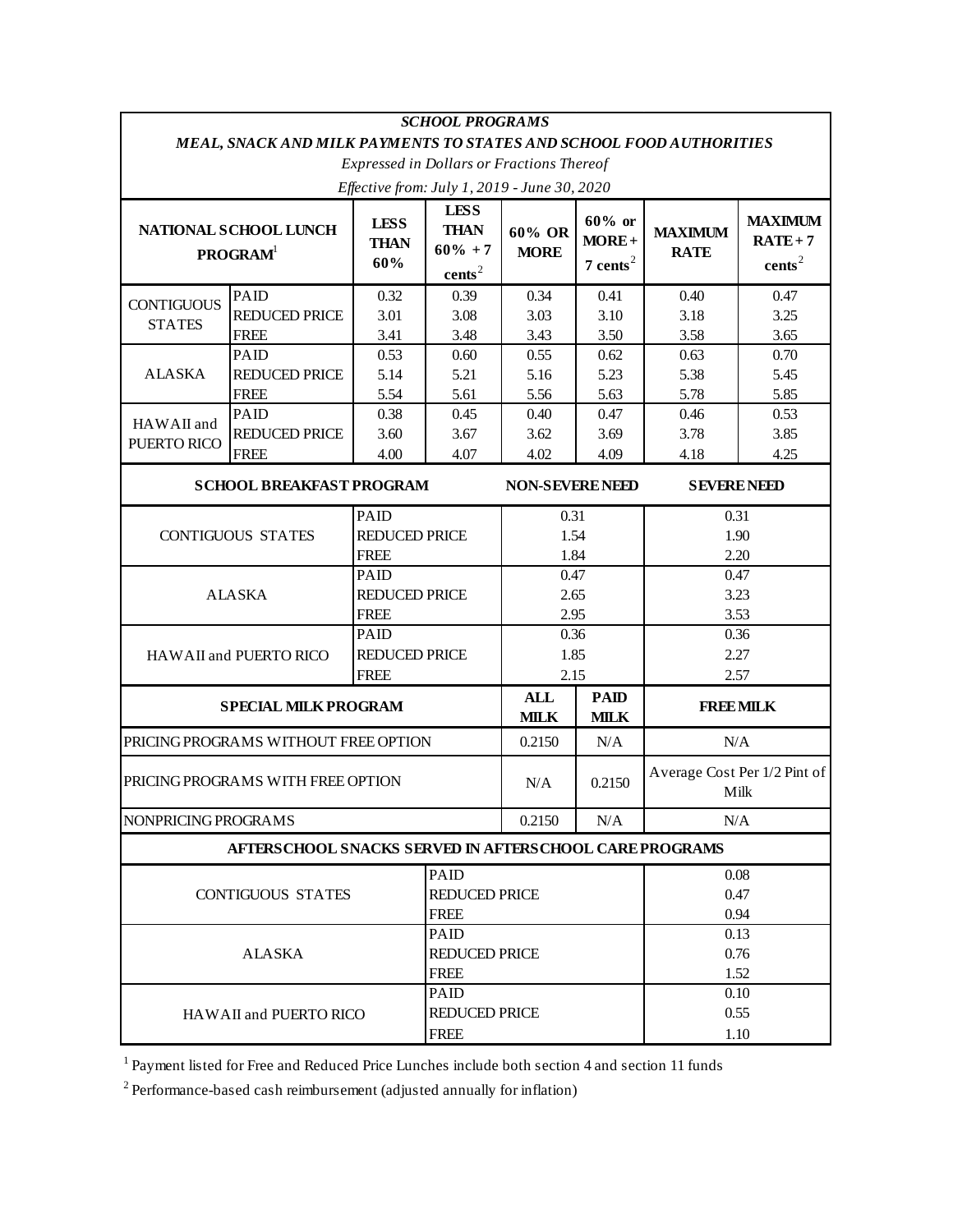***SCHOOL PROGRAMS***

***MEAL, SNACK AND MILK PAYMENTS TO STATES AND SCHOOL FOOD AUTHORITIES***

*Expressed in Dollars or Fractions Thereof*

*Effective from: July 1, 2019 - June 30, 2020*

| NATIONAL SCHOOL LUNCH PROGRAM[1] | | LESS THAN 60% | LESS THAN 60% + 7 cents[2] | 60% OR MORE | 60% or MORE + 7 cents[2] | MAXIMUM RATE | MAXIMUM RATE + 7 cents[2] |
|---|---|---|---|---|---|---|---|
| CONTIGUOUS STATES | PAID | 0.32 | 0.39 | 0.34 | 0.41 | 0.40 | 0.47 |
| | REDUCED PRICE | 3.01 | 3.08 | 3.03 | 3.10 | 3.18 | 3.25 |
| | FREE | 3.41 | 3.48 | 3.43 | 3.50 | 3.58 | 3.65 |
| ALASKA | PAID | 0.53 | 0.60 | 0.55 | 0.62 | 0.63 | 0.70 |
| | REDUCED PRICE | 5.14 | 5.21 | 5.16 | 5.23 | 5.38 | 5.45 |
| | FREE | 5.54 | 5.61 | 5.56 | 5.63 | 5.78 | 5.85 |
| HAWAII and PUERTO RICO | PAID | 0.38 | 0.45 | 0.40 | 0.47 | 0.46 | 0.53 |
| | REDUCED PRICE | 3.60 | 3.67 | 3.62 | 3.69 | 3.78 | 3.85 |
| | FREE | 4.00 | 4.07 | 4.02 | 4.09 | 4.18 | 4.25 |

| SCHOOL BREAKFAST PROGRAM | | NON-SEVERE NEED | SEVERE NEED |
|---|---|---|---|
| CONTIGUOUS STATES | PAID | 0.31 | 0.31 |
| | REDUCED PRICE | 1.54 | 1.90 |
| | FREE | 1.84 | 2.20 |
| ALASKA | PAID | 0.47 | 0.47 |
| | REDUCED PRICE | 2.65 | 3.23 |
| | FREE | 2.95 | 3.53 |
| HAWAII and PUERTO RICO | PAID | 0.36 | 0.36 |
| | REDUCED PRICE | 1.85 | 2.27 |
| | FREE | 2.15 | 2.57 |

| SPECIAL MILK PROGRAM | ALL MILK | PAID MILK | FREE MILK |
|---|---|---|---|
| PRICING PROGRAMS WITHOUT FREE OPTION | 0.2150 | N/A | N/A |
| PRICING PROGRAMS WITH FREE OPTION | N/A | 0.2150 | Average Cost Per 1/2 Pint of Milk |
| NONPRICING PROGRAMS | 0.2150 | N/A | N/A |

| AFTERSCHOOL SNACKS SERVED IN AFTERSCHOOL CARE PROGRAMS | | |
|---|---|---|
| CONTIGUOUS STATES | PAID | 0.08 |
| | REDUCED PRICE | 0.47 |
| | FREE | 0.94 |
| ALASKA | PAID | 0.13 |
| | REDUCED PRICE | 0.76 |
| | FREE | 1.52 |
| HAWAII and PUERTO RICO | PAID | 0.10 |
| | REDUCED PRICE | 0.55 |
| | FREE | 1.10 |

[1] Payment listed for Free and Reduced Price Lunches include both section 4 and section 11 funds

[2] Performance-based cash reimbursement (adjusted annually for inflation)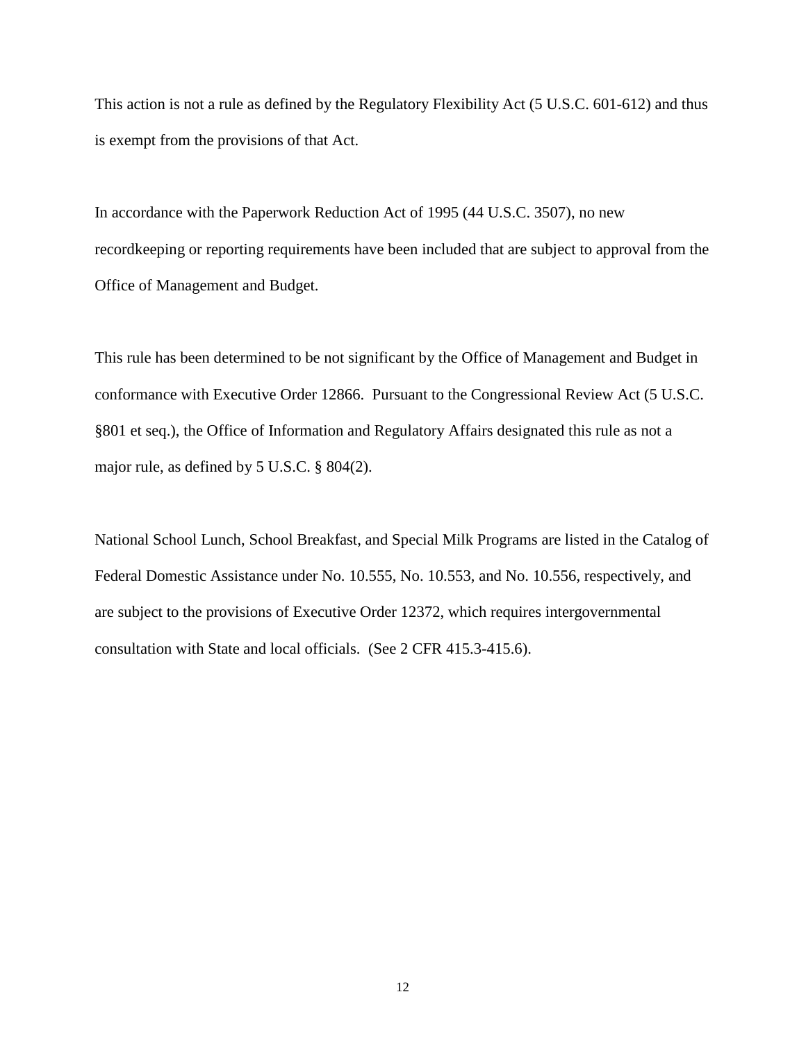This action is not a rule as defined by the Regulatory Flexibility Act (5 U.S.C. 601-612) and thus is exempt from the provisions of that Act.

In accordance with the Paperwork Reduction Act of 1995 (44 U.S.C. 3507), no new recordkeeping or reporting requirements have been included that are subject to approval from the Office of Management and Budget.

This rule has been determined to be not significant by the Office of Management and Budget in conformance with Executive Order 12866.  Pursuant to the Congressional Review Act (5 U.S.C. §801 et seq.), the Office of Information and Regulatory Affairs designated this rule as not a major rule, as defined by 5 U.S.C. § 804(2).

National School Lunch, School Breakfast, and Special Milk Programs are listed in the Catalog of Federal Domestic Assistance under No. 10.555, No. 10.553, and No. 10.556, respectively, and are subject to the provisions of Executive Order 12372, which requires intergovernmental consultation with State and local officials.  (See 2 CFR 415.3-415.6).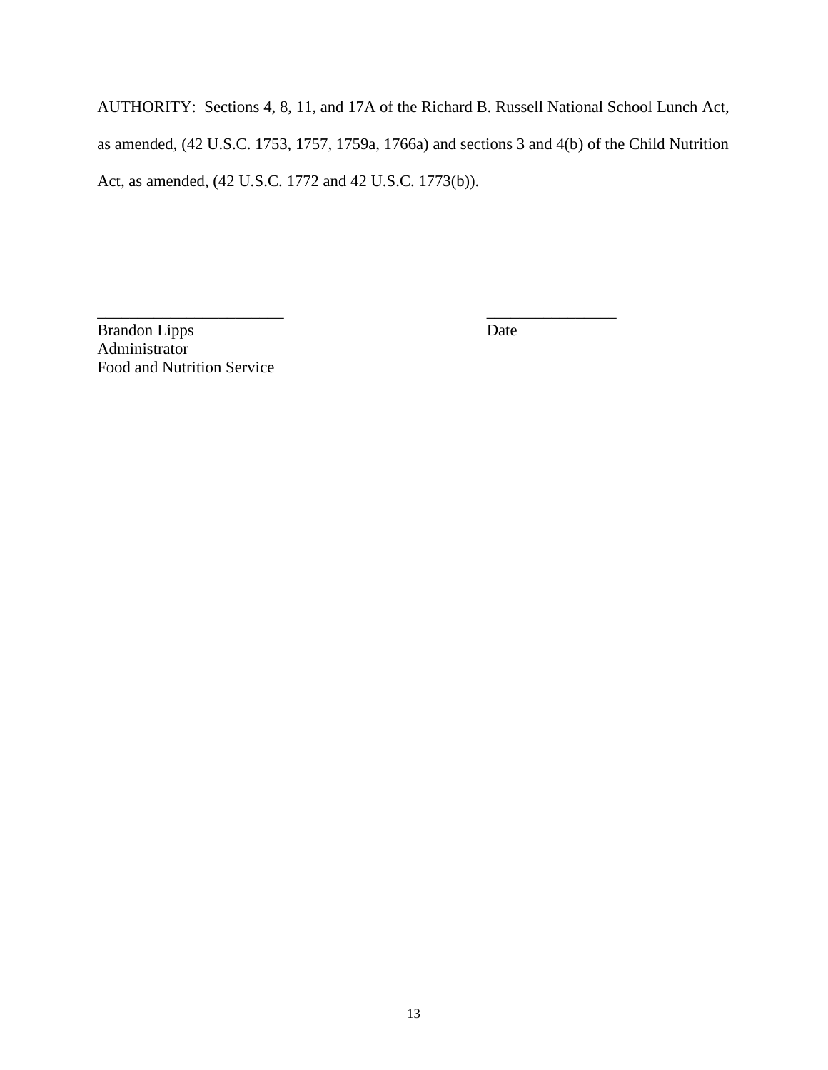AUTHORITY: Sections 4, 8, 11, and 17A of the Richard B. Russell National School Lunch Act, as amended, (42 U.S.C. 1753, 1757, 1759a, 1766a) and sections 3 and 4(b) of the Child Nutrition Act, as amended, (42 U.S.C. 1772 and 42 U.S.C. 1773(b)).

_______________________ ________________

Brandon Lipps Date
Administrator
Food and Nutrition Service